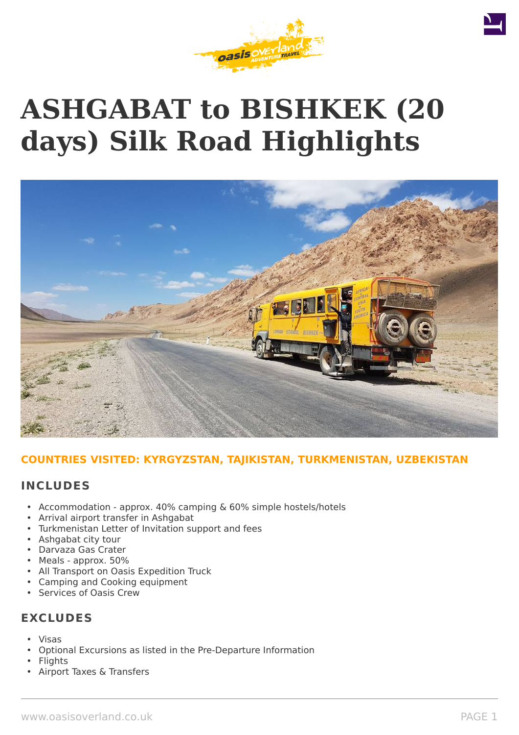# ASHGABAT to BISHKEK (20 days) Silk Road Highlights

**COUNTRIES VISITED: KYRGYZSTAN, TAJIKISTAN, TURKMENISTAN, UZBEKISTAN**

## INCLUDES

- Accommodation - approx. 40% camping & 60% simple hostels/hotels
- Arrival airport transfer in Ashgabat
- Turkmenistan Letter of Invitation support and fees
- Ashgabat city tour
- Darvaza Gas Crater
- Meals - approx. 50%
- All Transport on Oasis Expedition Truck
- Camping and Cooking equipment
- Services of Oasis Crew

## EXCLUDES

- Visas
- Optional Excursions as listed in the Pre-Departure Information
- Flights
- Airport Taxes & Transfers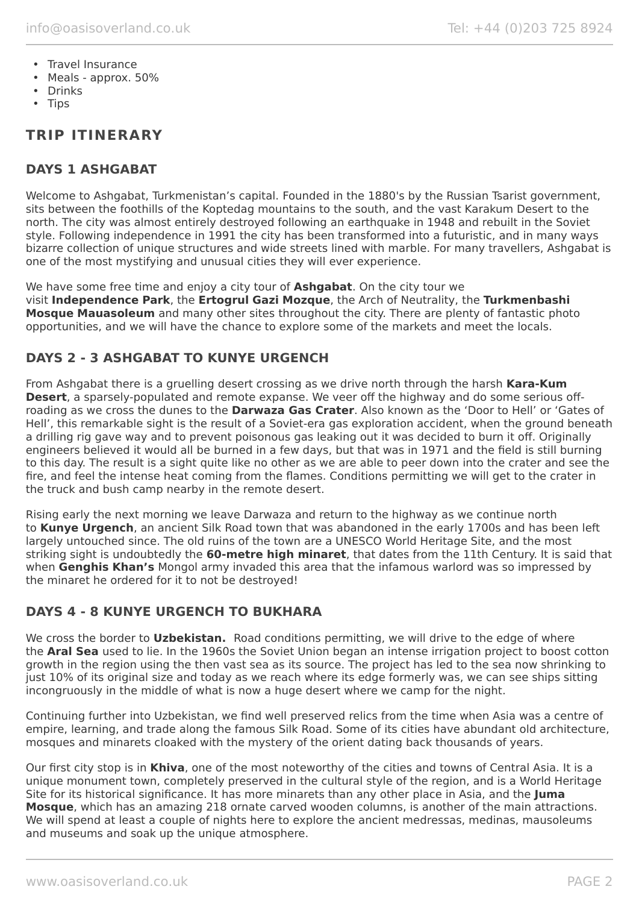- Travel Insurance
- Meals - approx. 50%
- Drinks
- Tips

## TRIP ITINERARY

### DAYS 1 ASHGABAT

Welcome to Ashgabat, Turkmenistan's capital. Founded in the 1880's by the Russian Tsarist government, sits between the foothills of the Koptedag mountains to the south, and the vast Karakum Desert to the north. The city was almost entirely destroyed following an earthquake in 1948 and rebuilt in the Soviet style. Following independence in 1991 the city has been transformed into a futuristic, and in many ways bizarre collection of unique structures and wide streets lined with marble. For many travellers, Ashgabat is one of the most mystifying and unusual cities they will ever experience.

We have some free time and enjoy a city tour of **Ashgabat**. On the city tour we visit **Independence Park**, the **Ertogrul Gazi Mozque**, the Arch of Neutrality, the **Turkmenbashi Mosque Mauasoleum** and many other sites throughout the city. There are plenty of fantastic photo opportunities, and we will have the chance to explore some of the markets and meet the locals.

### DAYS 2 - 3 ASHGABAT TO KUNYE URGENCH

From Ashgabat there is a gruelling desert crossing as we drive north through the harsh **Kara-Kum Desert**, a sparsely-populated and remote expanse. We veer off the highway and do some serious off-roading as we cross the dunes to the **Darwaza Gas Crater**. Also known as the 'Door to Hell' or 'Gates of Hell', this remarkable sight is the result of a Soviet-era gas exploration accident, when the ground beneath a drilling rig gave way and to prevent poisonous gas leaking out it was decided to burn it off. Originally engineers believed it would all be burned in a few days, but that was in 1971 and the field is still burning to this day. The result is a sight quite like no other as we are able to peer down into the crater and see the fire, and feel the intense heat coming from the flames. Conditions permitting we will get to the crater in the truck and bush camp nearby in the remote desert.

Rising early the next morning we leave Darwaza and return to the highway as we continue north to **Kunye Urgench**, an ancient Silk Road town that was abandoned in the early 1700s and has been left largely untouched since. The old ruins of the town are a UNESCO World Heritage Site, and the most striking sight is undoubtedly the **60-metre high minaret**, that dates from the 11th Century. It is said that when **Genghis Khan's** Mongol army invaded this area that the infamous warlord was so impressed by the minaret he ordered for it to not be destroyed!

### DAYS 4 - 8 KUNYE URGENCH TO BUKHARA

We cross the border to **Uzbekistan.** Road conditions permitting, we will drive to the edge of where the **Aral Sea** used to lie. In the 1960s the Soviet Union began an intense irrigation project to boost cotton growth in the region using the then vast sea as its source. The project has led to the sea now shrinking to just 10% of its original size and today as we reach where its edge formerly was, we can see ships sitting incongruously in the middle of what is now a huge desert where we camp for the night.

Continuing further into Uzbekistan, we find well preserved relics from the time when Asia was a centre of empire, learning, and trade along the famous Silk Road. Some of its cities have abundant old architecture, mosques and minarets cloaked with the mystery of the orient dating back thousands of years.

Our first city stop is in **Khiva**, one of the most noteworthy of the cities and towns of Central Asia. It is a unique monument town, completely preserved in the cultural style of the region, and is a World Heritage Site for its historical significance. It has more minarets than any other place in Asia, and the **Juma Mosque**, which has an amazing 218 ornate carved wooden columns, is another of the main attractions. We will spend at least a couple of nights here to explore the ancient medressas, medinas, mausoleums and museums and soak up the unique atmosphere.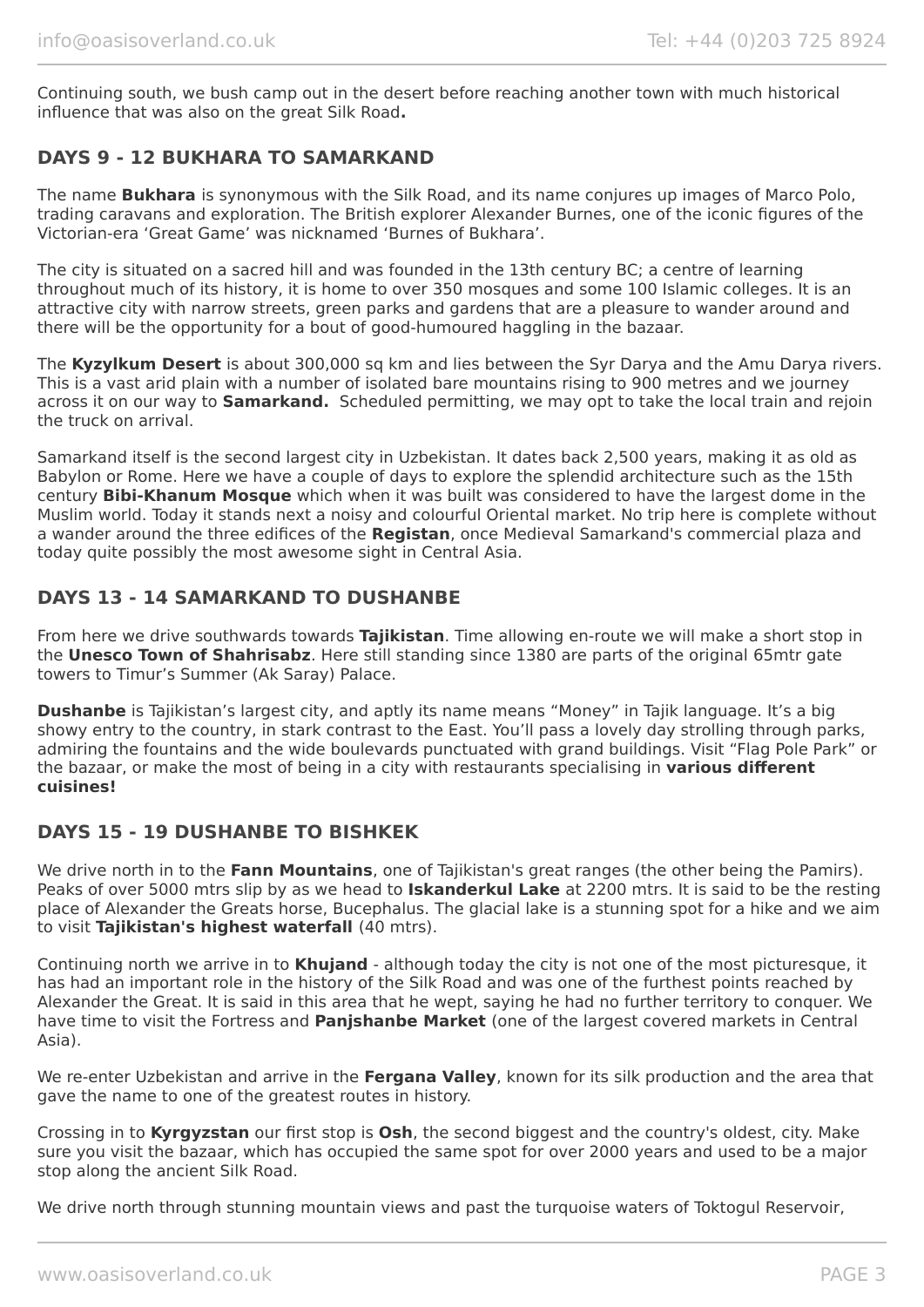Continuing south, we bush camp out in the desert before reaching another town with much historical influence that was also on the great Silk Road**.**

## DAYS 9 - 12 BUKHARA TO SAMARKAND

The name **Bukhara** is synonymous with the Silk Road, and its name conjures up images of Marco Polo, trading caravans and exploration. The British explorer Alexander Burnes, one of the iconic figures of the Victorian-era 'Great Game' was nicknamed 'Burnes of Bukhara'.

The city is situated on a sacred hill and was founded in the 13th century BC; a centre of learning throughout much of its history, it is home to over 350 mosques and some 100 Islamic colleges. It is an attractive city with narrow streets, green parks and gardens that are a pleasure to wander around and there will be the opportunity for a bout of good-humoured haggling in the bazaar.

The **Kyzylkum Desert** is about 300,000 sq km and lies between the Syr Darya and the Amu Darya rivers. This is a vast arid plain with a number of isolated bare mountains rising to 900 metres and we journey across it on our way to **Samarkand.** Scheduled permitting, we may opt to take the local train and rejoin the truck on arrival.

Samarkand itself is the second largest city in Uzbekistan. It dates back 2,500 years, making it as old as Babylon or Rome. Here we have a couple of days to explore the splendid architecture such as the 15th century **Bibi-Khanum Mosque** which when it was built was considered to have the largest dome in the Muslim world. Today it stands next a noisy and colourful Oriental market. No trip here is complete without a wander around the three edifices of the **Registan**, once Medieval Samarkand's commercial plaza and today quite possibly the most awesome sight in Central Asia.

## DAYS 13 - 14 SAMARKAND TO DUSHANBE

From here we drive southwards towards **Tajikistan**. Time allowing en-route we will make a short stop in the **Unesco Town of Shahrisabz**. Here still standing since 1380 are parts of the original 65mtr gate towers to Timur's Summer (Ak Saray) Palace.

**Dushanbe** is Tajikistan's largest city, and aptly its name means "Money" in Tajik language. It's a big showy entry to the country, in stark contrast to the East. You'll pass a lovely day strolling through parks, admiring the fountains and the wide boulevards punctuated with grand buildings. Visit "Flag Pole Park" or the bazaar, or make the most of being in a city with restaurants specialising in **various different cuisines!**

## DAYS 15 - 19 DUSHANBE TO BISHKEK

We drive north in to the **Fann Mountains**, one of Tajikistan's great ranges (the other being the Pamirs). Peaks of over 5000 mtrs slip by as we head to **Iskanderkul Lake** at 2200 mtrs. It is said to be the resting place of Alexander the Greats horse, Bucephalus. The glacial lake is a stunning spot for a hike and we aim to visit **Tajikistan's highest waterfall** (40 mtrs).

Continuing north we arrive in to **Khujand** - although today the city is not one of the most picturesque, it has had an important role in the history of the Silk Road and was one of the furthest points reached by Alexander the Great. It is said in this area that he wept, saying he had no further territory to conquer. We have time to visit the Fortress and **Panjshanbe Market** (one of the largest covered markets in Central Asia).

We re-enter Uzbekistan and arrive in the **Fergana Valley**, known for its silk production and the area that gave the name to one of the greatest routes in history.

Crossing in to **Kyrgyzstan** our first stop is **Osh**, the second biggest and the country's oldest, city. Make sure you visit the bazaar, which has occupied the same spot for over 2000 years and used to be a major stop along the ancient Silk Road.

We drive north through stunning mountain views and past the turquoise waters of Toktogul Reservoir,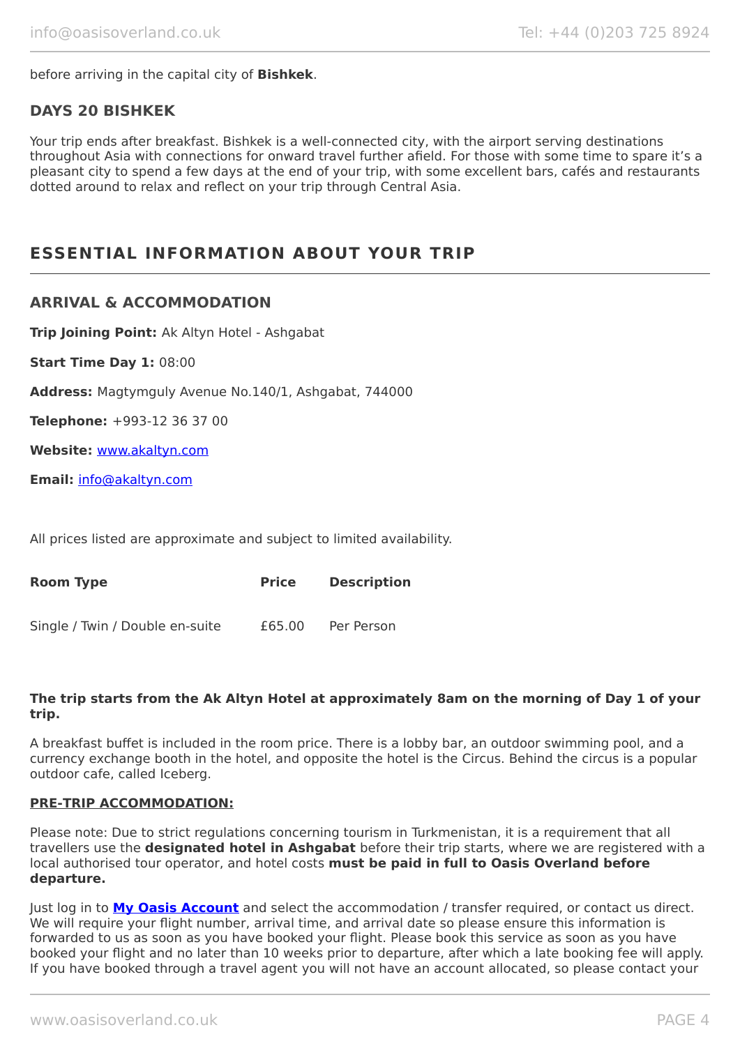before arriving in the capital city of **Bishkek**.

### DAYS 20 BISHKEK

Your trip ends after breakfast. Bishkek is a well-connected city, with the airport serving destinations throughout Asia with connections for onward travel further afield. For those with some time to spare it's a pleasant city to spend a few days at the end of your trip, with some excellent bars, cafés and restaurants dotted around to relax and reflect on your trip through Central Asia.

## ESSENTIAL INFORMATION ABOUT YOUR TRIP

### ARRIVAL & ACCOMMODATION

**Trip Joining Point:** Ak Altyn Hotel - Ashgabat

**Start Time Day 1:** 08:00

**Address:** Magtymguly Avenue No.140/1, Ashgabat, 744000

**Telephone:** +993-12 36 37 00

**Website:** [www.akaltyn.com](www.akaltyn.com)

**Email:** [info@akaltyn.com](mailto:info@akaltyn.com)

All prices listed are approximate and subject to limited availability.

| Room Type | Price | Description |
|---|---|---|
| Single / Twin / Double en-suite | £65.00 | Per Person |

**The trip starts from the Ak Altyn Hotel at approximately 8am on the morning of Day 1 of your trip.**

A breakfast buffet is included in the room price. There is a lobby bar, an outdoor swimming pool, and a currency exchange booth in the hotel, and opposite the hotel is the Circus. Behind the circus is a popular outdoor cafe, called Iceberg.

**PRE-TRIP ACCOMMODATION:**

Please note: Due to strict regulations concerning tourism in Turkmenistan, it is a requirement that all travellers use the **designated hotel in Ashgabat** before their trip starts, where we are registered with a local authorised tour operator, and hotel costs **must be paid in full to Oasis Overland before departure.**

Just log in to **My Oasis Account** and select the accommodation / transfer required, or contact us direct. We will require your flight number, arrival time, and arrival date so please ensure this information is forwarded to us as soon as you have booked your flight. Please book this service as soon as you have booked your flight and no later than 10 weeks prior to departure, after which a late booking fee will apply. If you have booked through a travel agent you will not have an account allocated, so please contact your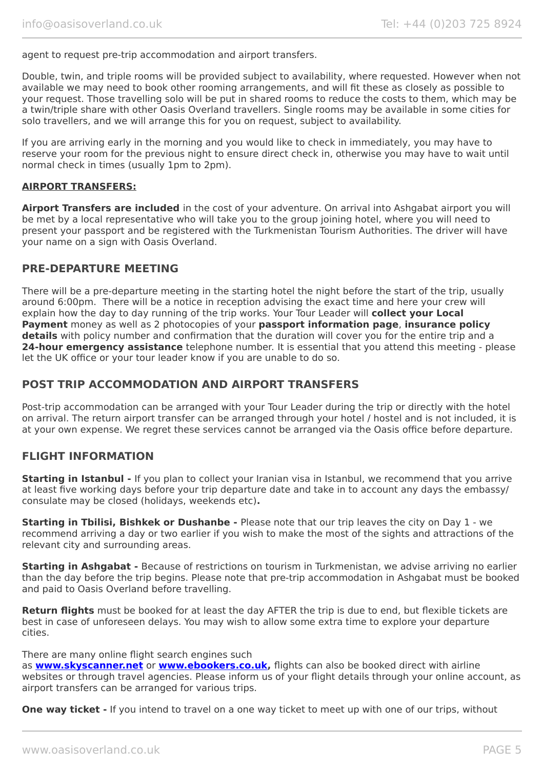agent to request pre-trip accommodation and airport transfers.

Double, twin, and triple rooms will be provided subject to availability, where requested. However when not available we may need to book other rooming arrangements, and will fit these as closely as possible to your request. Those travelling solo will be put in shared rooms to reduce the costs to them, which may be a twin/triple share with other Oasis Overland travellers. Single rooms may be available in some cities for solo travellers, and we will arrange this for you on request, subject to availability.

If you are arriving early in the morning and you would like to check in immediately, you may have to reserve your room for the previous night to ensure direct check in, otherwise you may have to wait until normal check in times (usually 1pm to 2pm).

**AIRPORT TRANSFERS:**

**Airport Transfers are included** in the cost of your adventure. On arrival into Ashgabat airport you will be met by a local representative who will take you to the group joining hotel, where you will need to present your passport and be registered with the Turkmenistan Tourism Authorities. The driver will have your name on a sign with Oasis Overland.

## PRE-DEPARTURE MEETING

There will be a pre-departure meeting in the starting hotel the night before the start of the trip, usually around 6:00pm. There will be a notice in reception advising the exact time and here your crew will explain how the day to day running of the trip works. Your Tour Leader will **collect your Local Payment** money as well as 2 photocopies of your **passport information page**, **insurance policy details** with policy number and confirmation that the duration will cover you for the entire trip and a **24-hour emergency assistance** telephone number. It is essential that you attend this meeting - please let the UK office or your tour leader know if you are unable to do so.

## POST TRIP ACCOMMODATION AND AIRPORT TRANSFERS

Post-trip accommodation can be arranged with your Tour Leader during the trip or directly with the hotel on arrival. The return airport transfer can be arranged through your hotel / hostel and is not included, it is at your own expense. We regret these services cannot be arranged via the Oasis office before departure.

## FLIGHT INFORMATION

**Starting in Istanbul -** If you plan to collect your Iranian visa in Istanbul, we recommend that you arrive at least five working days before your trip departure date and take in to account any days the embassy/ consulate may be closed (holidays, weekends etc)**.**

**Starting in Tbilisi, Bishkek or Dushanbe -** Please note that our trip leaves the city on Day 1 - we recommend arriving a day or two earlier if you wish to make the most of the sights and attractions of the relevant city and surrounding areas.

**Starting in Ashgabat -** Because of restrictions on tourism in Turkmenistan, we advise arriving no earlier than the day before the trip begins. Please note that pre-trip accommodation in Ashgabat must be booked and paid to Oasis Overland before travelling.

**Return flights** must be booked for at least the day AFTER the trip is due to end, but flexible tickets are best in case of unforeseen delays. You may wish to allow some extra time to explore your departure cities.

There are many online flight search engines such as **www.skyscanner.net** or **www.ebookers.co.uk,** flights can also be booked direct with airline websites or through travel agencies. Please inform us of your flight details through your online account, as airport transfers can be arranged for various trips.

**One way ticket -** If you intend to travel on a one way ticket to meet up with one of our trips, without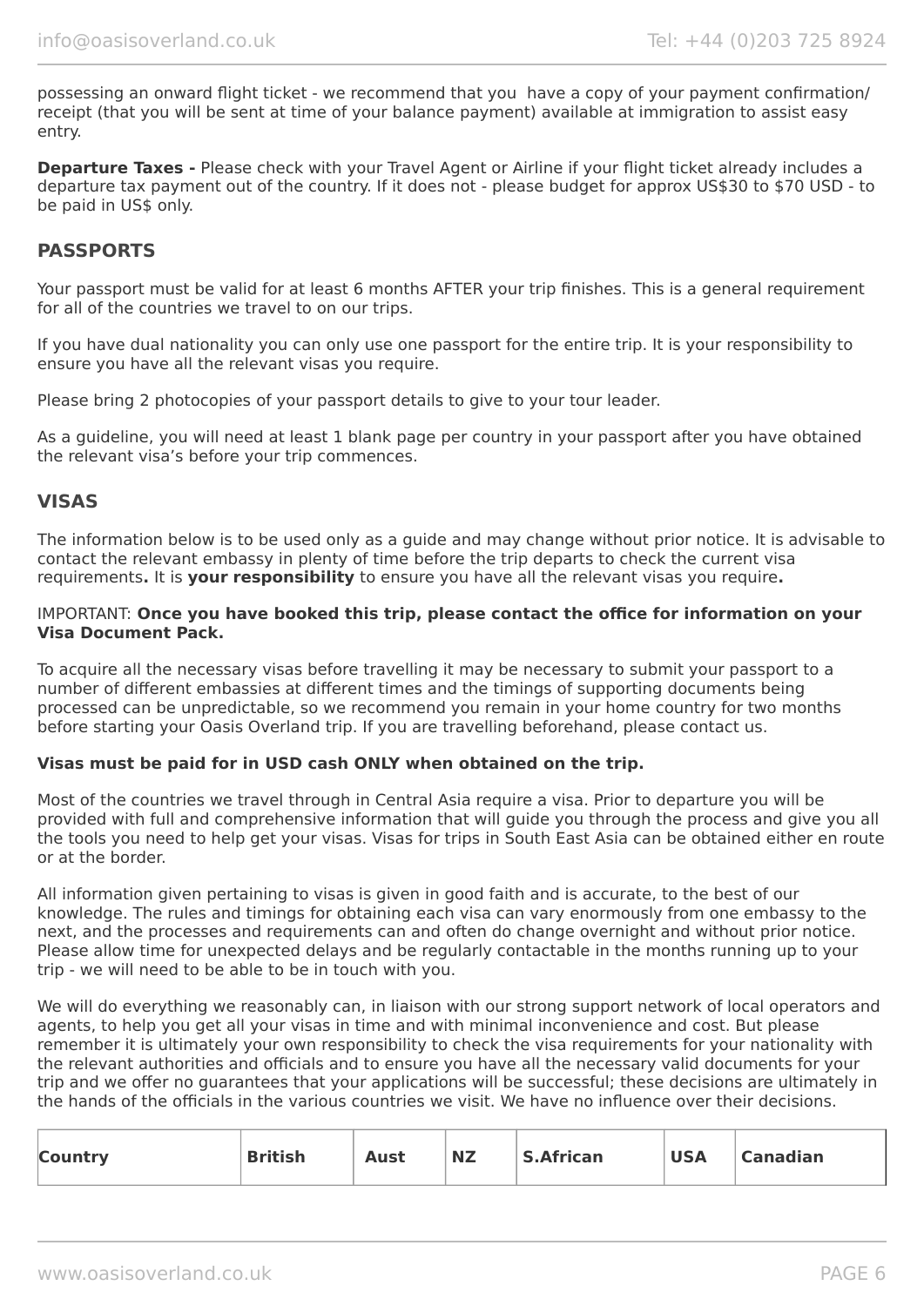possessing an onward flight ticket - we recommend that you have a copy of your payment confirmation/ receipt (that you will be sent at time of your balance payment) available at immigration to assist easy entry.

**Departure Taxes -** Please check with your Travel Agent or Airline if your flight ticket already includes a departure tax payment out of the country. If it does not - please budget for approx US$30 to $70 USD - to be paid in US$ only.

## PASSPORTS

Your passport must be valid for at least 6 months AFTER your trip finishes. This is a general requirement for all of the countries we travel to on our trips.

If you have dual nationality you can only use one passport for the entire trip. It is your responsibility to ensure you have all the relevant visas you require.

Please bring 2 photocopies of your passport details to give to your tour leader.

As a guideline, you will need at least 1 blank page per country in your passport after you have obtained the relevant visa's before your trip commences.

## VISAS

The information below is to be used only as a guide and may change without prior notice. It is advisable to contact the relevant embassy in plenty of time before the trip departs to check the current visa requirements**.** It is **your responsibility** to ensure you have all the relevant visas you require**.**

IMPORTANT: **Once you have booked this trip, please contact the office for information on your Visa Document Pack.**

To acquire all the necessary visas before travelling it may be necessary to submit your passport to a number of different embassies at different times and the timings of supporting documents being processed can be unpredictable, so we recommend you remain in your home country for two months before starting your Oasis Overland trip. If you are travelling beforehand, please contact us.

**Visas must be paid for in USD cash ONLY when obtained on the trip.**

Most of the countries we travel through in Central Asia require a visa. Prior to departure you will be provided with full and comprehensive information that will guide you through the process and give you all the tools you need to help get your visas. Visas for trips in South East Asia can be obtained either en route or at the border.

All information given pertaining to visas is given in good faith and is accurate, to the best of our knowledge. The rules and timings for obtaining each visa can vary enormously from one embassy to the next, and the processes and requirements can and often do change overnight and without prior notice. Please allow time for unexpected delays and be regularly contactable in the months running up to your trip - we will need to be able to be in touch with you.

We will do everything we reasonably can, in liaison with our strong support network of local operators and agents, to help you get all your visas in time and with minimal inconvenience and cost. But please remember it is ultimately your own responsibility to check the visa requirements for your nationality with the relevant authorities and officials and to ensure you have all the necessary valid documents for your trip and we offer no guarantees that your applications will be successful; these decisions are ultimately in the hands of the officials in the various countries we visit. We have no influence over their decisions.

| Country | British | Aust | NZ | S.African | USA | Canadian |
|---|---|---|---|---|---|---|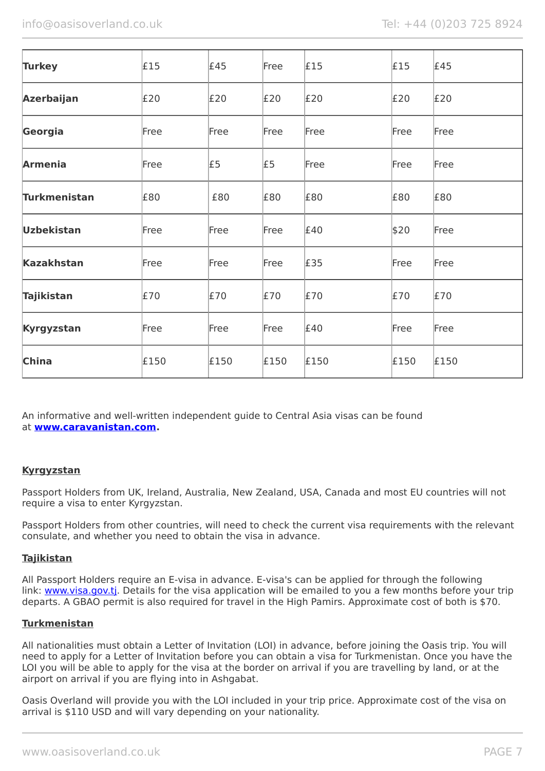| Turkey | £15 | £45 | Free | £15 | £15 | £45 |
|---|---|---|---|---|---|---|
| Azerbaijan | £20 | £20 | £20 | £20 | £20 | £20 |
| Georgia | Free | Free | Free | Free | Free | Free |
| Armenia | Free | £5 | £5 | Free | Free | Free |
| Turkmenistan | £80 | £80 | £80 | £80 | £80 | £80 |
| Uzbekistan | Free | Free | Free | £40 | $20 | Free |
| Kazakhstan | Free | Free | Free | £35 | Free | Free |
| Tajikistan | £70 | £70 | £70 | £70 | £70 | £70 |
| Kyrgyzstan | Free | Free | Free | £40 | Free | Free |
| China | £150 | £150 | £150 | £150 | £150 | £150 |

An informative and well-written independent guide to Central Asia visas can be found at **www.caravanistan.com**.

**Kyrgyzstan**

Passport Holders from UK, Ireland, Australia, New Zealand, USA, Canada and most EU countries will not require a visa to enter Kyrgyzstan.

Passport Holders from other countries, will need to check the current visa requirements with the relevant consulate, and whether you need to obtain the visa in advance.

**Tajikistan**

All Passport Holders require an E-visa in advance. E-visa's can be applied for through the following link: www.visa.gov.tj. Details for the visa application will be emailed to you a few months before your trip departs. A GBAO permit is also required for travel in the High Pamirs. Approximate cost of both is $70.

**Turkmenistan**

All nationalities must obtain a Letter of Invitation (LOI) in advance, before joining the Oasis trip. You will need to apply for a Letter of Invitation before you can obtain a visa for Turkmenistan. Once you have the LOI you will be able to apply for the visa at the border on arrival if you are travelling by land, or at the airport on arrival if you are flying into in Ashgabat.

Oasis Overland will provide you with the LOI included in your trip price. Approximate cost of the visa on arrival is $110 USD and will vary depending on your nationality.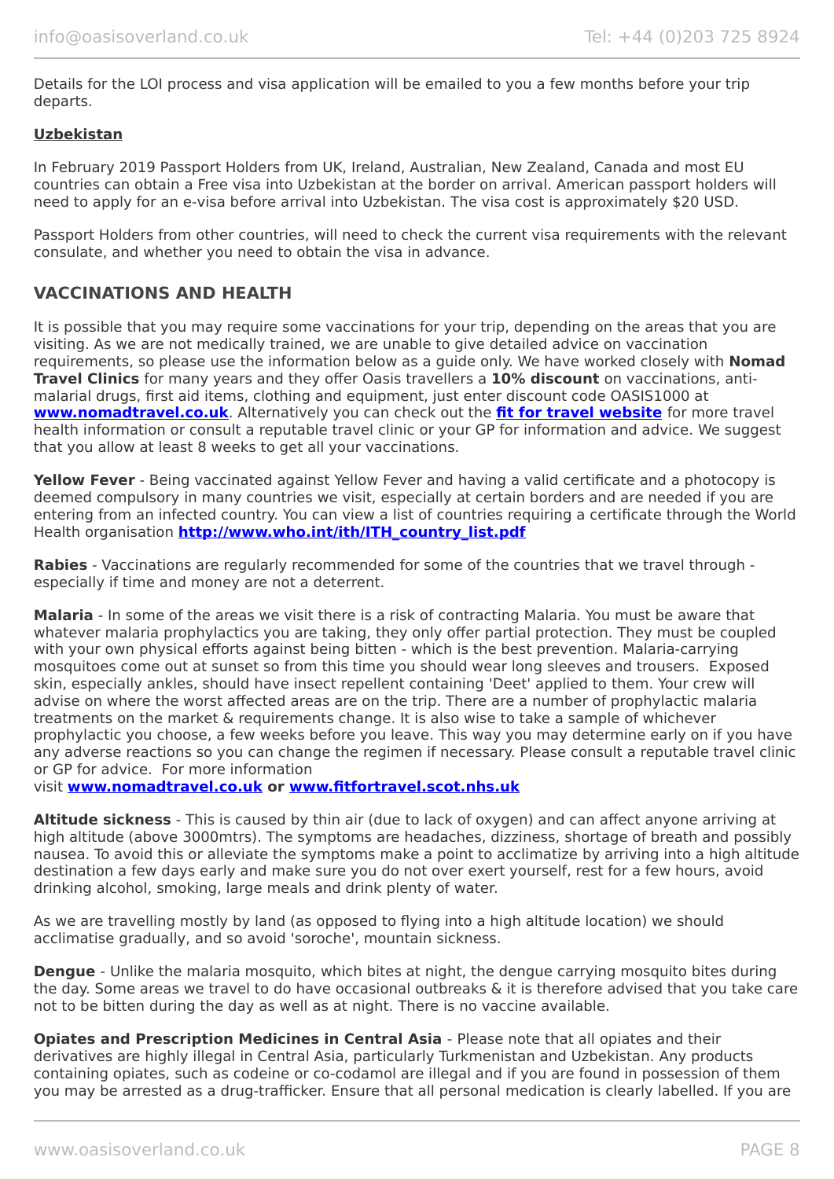Details for the LOI process and visa application will be emailed to you a few months before your trip departs.

**Uzbekistan**

In February 2019 Passport Holders from UK, Ireland, Australian, New Zealand, Canada and most EU countries can obtain a Free visa into Uzbekistan at the border on arrival. American passport holders will need to apply for an e-visa before arrival into Uzbekistan. The visa cost is approximately $20 USD.

Passport Holders from other countries, will need to check the current visa requirements with the relevant consulate, and whether you need to obtain the visa in advance.

## VACCINATIONS AND HEALTH

It is possible that you may require some vaccinations for your trip, depending on the areas that you are visiting. As we are not medically trained, we are unable to give detailed advice on vaccination requirements, so please use the information below as a guide only. We have worked closely with **Nomad Travel Clinics** for many years and they offer Oasis travellers a **10% discount** on vaccinations, anti-malarial drugs, first aid items, clothing and equipment, just enter discount code OASIS1000 at **www.nomadtravel.co.uk**. Alternatively you can check out the **fit for travel website** for more travel health information or consult a reputable travel clinic or your GP for information and advice. We suggest that you allow at least 8 weeks to get all your vaccinations.

**Yellow Fever** - Being vaccinated against Yellow Fever and having a valid certificate and a photocopy is deemed compulsory in many countries we visit, especially at certain borders and are needed if you are entering from an infected country. You can view a list of countries requiring a certificate through the World Health organisation **http://www.who.int/ith/ITH_country_list.pdf**

**Rabies** - Vaccinations are regularly recommended for some of the countries that we travel through - especially if time and money are not a deterrent.

**Malaria** - In some of the areas we visit there is a risk of contracting Malaria. You must be aware that whatever malaria prophylactics you are taking, they only offer partial protection. They must be coupled with your own physical efforts against being bitten - which is the best prevention. Malaria-carrying mosquitoes come out at sunset so from this time you should wear long sleeves and trousers. Exposed skin, especially ankles, should have insect repellent containing 'Deet' applied to them. Your crew will advise on where the worst affected areas are on the trip. There are a number of prophylactic malaria treatments on the market & requirements change. It is also wise to take a sample of whichever prophylactic you choose, a few weeks before you leave. This way you may determine early on if you have any adverse reactions so you can change the regimen if necessary. Please consult a reputable travel clinic or GP for advice. For more information visit **www.nomadtravel.co.uk or www.fitfortravel.scot.nhs.uk**

**Altitude sickness** - This is caused by thin air (due to lack of oxygen) and can affect anyone arriving at high altitude (above 3000mtrs). The symptoms are headaches, dizziness, shortage of breath and possibly nausea. To avoid this or alleviate the symptoms make a point to acclimatize by arriving into a high altitude destination a few days early and make sure you do not over exert yourself, rest for a few hours, avoid drinking alcohol, smoking, large meals and drink plenty of water.

As we are travelling mostly by land (as opposed to flying into a high altitude location) we should acclimatise gradually, and so avoid 'soroche', mountain sickness.

**Dengue** - Unlike the malaria mosquito, which bites at night, the dengue carrying mosquito bites during the day. Some areas we travel to do have occasional outbreaks & it is therefore advised that you take care not to be bitten during the day as well as at night. There is no vaccine available.

**Opiates and Prescription Medicines in Central Asia** - Please note that all opiates and their derivatives are highly illegal in Central Asia, particularly Turkmenistan and Uzbekistan. Any products containing opiates, such as codeine or co-codamol are illegal and if you are found in possession of them you may be arrested as a drug-trafficker. Ensure that all personal medication is clearly labelled. If you are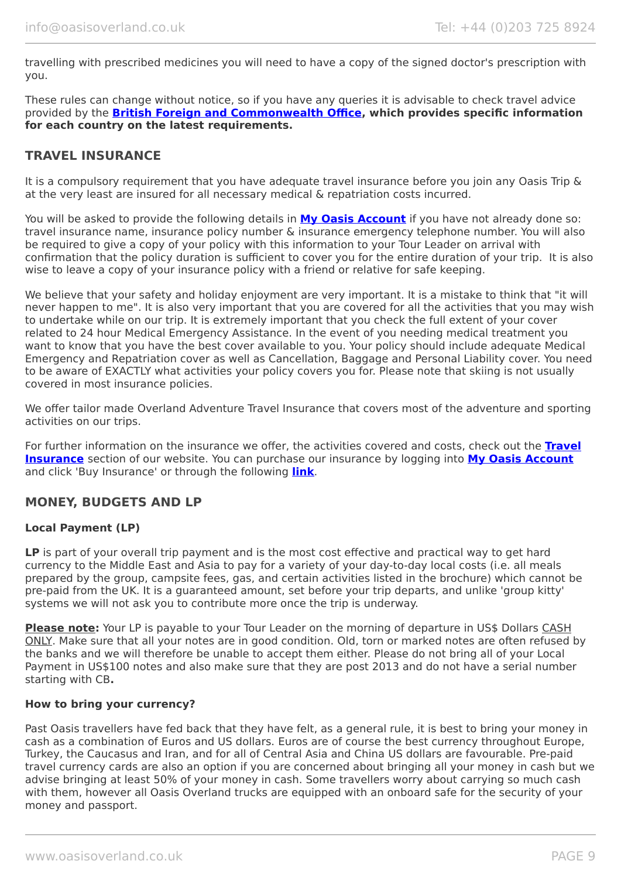travelling with prescribed medicines you will need to have a copy of the signed doctor's prescription with you.

These rules can change without notice, so if you have any queries it is advisable to check travel advice provided by the **British Foreign and Commonwealth Office, which provides specific information for each country on the latest requirements.**

## TRAVEL INSURANCE

It is a compulsory requirement that you have adequate travel insurance before you join any Oasis Trip & at the very least are insured for all necessary medical & repatriation costs incurred.

You will be asked to provide the following details in **My Oasis Account** if you have not already done so: travel insurance name, insurance policy number & insurance emergency telephone number. You will also be required to give a copy of your policy with this information to your Tour Leader on arrival with confirmation that the policy duration is sufficient to cover you for the entire duration of your trip. It is also wise to leave a copy of your insurance policy with a friend or relative for safe keeping.

We believe that your safety and holiday enjoyment are very important. It is a mistake to think that "it will never happen to me". It is also very important that you are covered for all the activities that you may wish to undertake while on our trip. It is extremely important that you check the full extent of your cover related to 24 hour Medical Emergency Assistance. In the event of you needing medical treatment you want to know that you have the best cover available to you. Your policy should include adequate Medical Emergency and Repatriation cover as well as Cancellation, Baggage and Personal Liability cover. You need to be aware of EXACTLY what activities your policy covers you for. Please note that skiing is not usually covered in most insurance policies.

We offer tailor made Overland Adventure Travel Insurance that covers most of the adventure and sporting activities on our trips.

For further information on the insurance we offer, the activities covered and costs, check out the **Travel Insurance** section of our website. You can purchase our insurance by logging into **My Oasis Account** and click 'Buy Insurance' or through the following **link**.

## MONEY, BUDGETS AND LP

### Local Payment (LP)

**LP** is part of your overall trip payment and is the most cost effective and practical way to get hard currency to the Middle East and Asia to pay for a variety of your day-to-day local costs (i.e. all meals prepared by the group, campsite fees, gas, and certain activities listed in the brochure) which cannot be pre-paid from the UK. It is a guaranteed amount, set before your trip departs, and unlike 'group kitty' systems we will not ask you to contribute more once the trip is underway.

**Please note:** Your LP is payable to your Tour Leader on the morning of departure in US$ Dollars CASH ONLY. Make sure that all your notes are in good condition. Old, torn or marked notes are often refused by the banks and we will therefore be unable to accept them either. Please do not bring all of your Local Payment in US$100 notes and also make sure that they are post 2013 and do not have a serial number starting with CB**.**

### How to bring your currency?

Past Oasis travellers have fed back that they have felt, as a general rule, it is best to bring your money in cash as a combination of Euros and US dollars. Euros are of course the best currency throughout Europe, Turkey, the Caucasus and Iran, and for all of Central Asia and China US dollars are favourable. Pre-paid travel currency cards are also an option if you are concerned about bringing all your money in cash but we advise bringing at least 50% of your money in cash. Some travellers worry about carrying so much cash with them, however all Oasis Overland trucks are equipped with an onboard safe for the security of your money and passport.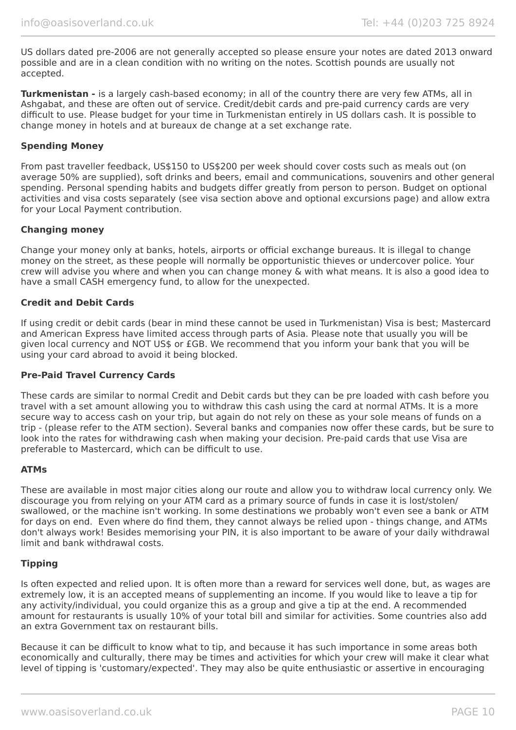US dollars dated pre-2006 are not generally accepted so please ensure your notes are dated 2013 onward possible and are in a clean condition with no writing on the notes. Scottish pounds are usually not accepted.

**Turkmenistan -** is a largely cash-based economy; in all of the country there are very few ATMs, all in Ashgabat, and these are often out of service. Credit/debit cards and pre-paid currency cards are very difficult to use. Please budget for your time in Turkmenistan entirely in US dollars cash. It is possible to change money in hotels and at bureaux de change at a set exchange rate.

### Spending Money

From past traveller feedback, US$150 to US$200 per week should cover costs such as meals out (on average 50% are supplied), soft drinks and beers, email and communications, souvenirs and other general spending. Personal spending habits and budgets differ greatly from person to person. Budget on optional activities and visa costs separately (see visa section above and optional excursions page) and allow extra for your Local Payment contribution.

### Changing money

Change your money only at banks, hotels, airports or official exchange bureaus. It is illegal to change money on the street, as these people will normally be opportunistic thieves or undercover police. Your crew will advise you where and when you can change money & with what means. It is also a good idea to have a small CASH emergency fund, to allow for the unexpected.

### Credit and Debit Cards

If using credit or debit cards (bear in mind these cannot be used in Turkmenistan) Visa is best; Mastercard and American Express have limited access through parts of Asia. Please note that usually you will be given local currency and NOT US$ or £GB. We recommend that you inform your bank that you will be using your card abroad to avoid it being blocked.

### Pre-Paid Travel Currency Cards

These cards are similar to normal Credit and Debit cards but they can be pre loaded with cash before you travel with a set amount allowing you to withdraw this cash using the card at normal ATMs. It is a more secure way to access cash on your trip, but again do not rely on these as your sole means of funds on a trip - (please refer to the ATM section). Several banks and companies now offer these cards, but be sure to look into the rates for withdrawing cash when making your decision. Pre-paid cards that use Visa are preferable to Mastercard, which can be difficult to use.

### ATMs

These are available in most major cities along our route and allow you to withdraw local currency only. We discourage you from relying on your ATM card as a primary source of funds in case it is lost/stolen/swallowed, or the machine isn't working. In some destinations we probably won't even see a bank or ATM for days on end. Even where do find them, they cannot always be relied upon - things change, and ATMs don't always work! Besides memorising your PIN, it is also important to be aware of your daily withdrawal limit and bank withdrawal costs.

### Tipping

Is often expected and relied upon. It is often more than a reward for services well done, but, as wages are extremely low, it is an accepted means of supplementing an income. If you would like to leave a tip for any activity/individual, you could organize this as a group and give a tip at the end. A recommended amount for restaurants is usually 10% of your total bill and similar for activities. Some countries also add an extra Government tax on restaurant bills.

Because it can be difficult to know what to tip, and because it has such importance in some areas both economically and culturally, there may be times and activities for which your crew will make it clear what level of tipping is 'customary/expected'. They may also be quite enthusiastic or assertive in encouraging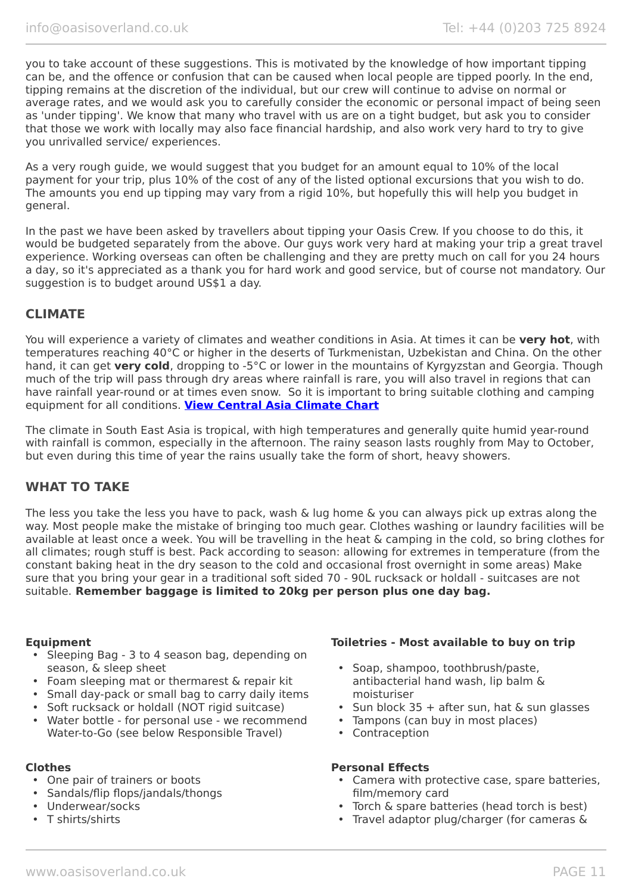you to take account of these suggestions. This is motivated by the knowledge of how important tipping can be, and the offence or confusion that can be caused when local people are tipped poorly. In the end, tipping remains at the discretion of the individual, but our crew will continue to advise on normal or average rates, and we would ask you to carefully consider the economic or personal impact of being seen as 'under tipping'. We know that many who travel with us are on a tight budget, but ask you to consider that those we work with locally may also face financial hardship, and also work very hard to try to give you unrivalled service/ experiences.

As a very rough guide, we would suggest that you budget for an amount equal to 10% of the local payment for your trip, plus 10% of the cost of any of the listed optional excursions that you wish to do. The amounts you end up tipping may vary from a rigid 10%, but hopefully this will help you budget in general.

In the past we have been asked by travellers about tipping your Oasis Crew. If you choose to do this, it would be budgeted separately from the above. Our guys work very hard at making your trip a great travel experience. Working overseas can often be challenging and they are pretty much on call for you 24 hours a day, so it's appreciated as a thank you for hard work and good service, but of course not mandatory. Our suggestion is to budget around US$1 a day.

## CLIMATE

You will experience a variety of climates and weather conditions in Asia. At times it can be **very hot**, with temperatures reaching 40°C or higher in the deserts of Turkmenistan, Uzbekistan and China. On the other hand, it can get **very cold**, dropping to -5°C or lower in the mountains of Kyrgyzstan and Georgia. Though much of the trip will pass through dry areas where rainfall is rare, you will also travel in regions that can have rainfall year-round or at times even snow. So it is important to bring suitable clothing and camping equipment for all conditions. **View Central Asia Climate Chart**

The climate in South East Asia is tropical, with high temperatures and generally quite humid year-round with rainfall is common, especially in the afternoon. The rainy season lasts roughly from May to October, but even during this time of year the rains usually take the form of short, heavy showers.

## WHAT TO TAKE

The less you take the less you have to pack, wash & lug home & you can always pick up extras along the way. Most people make the mistake of bringing too much gear. Clothes washing or laundry facilities will be available at least once a week. You will be travelling in the heat & camping in the cold, so bring clothes for all climates; rough stuff is best. Pack according to season: allowing for extremes in temperature (from the constant baking heat in the dry season to the cold and occasional frost overnight in some areas) Make sure that you bring your gear in a traditional soft sided 70 - 90L rucksack or holdall - suitcases are not suitable. **Remember baggage is limited to 20kg per person plus one day bag.**

**Equipment**

- Sleeping Bag - 3 to 4 season bag, depending on season, & sleep sheet
- Foam sleeping mat or thermarest & repair kit
- Small day-pack or small bag to carry daily items
- Soft rucksack or holdall (NOT rigid suitcase)
- Water bottle - for personal use - we recommend Water-to-Go (see below Responsible Travel)

**Clothes**

- One pair of trainers or boots
- Sandals/flip flops/jandals/thongs
- Underwear/socks
- T shirts/shirts

**Toiletries - Most available to buy on trip**

- Soap, shampoo, toothbrush/paste, antibacterial hand wash, lip balm & moisturiser
- Sun block 35 + after sun, hat & sun glasses
- Tampons (can buy in most places)
- Contraception

**Personal Effects**

- Camera with protective case, spare batteries, film/memory card
- Torch & spare batteries (head torch is best)
- Travel adaptor plug/charger (for cameras &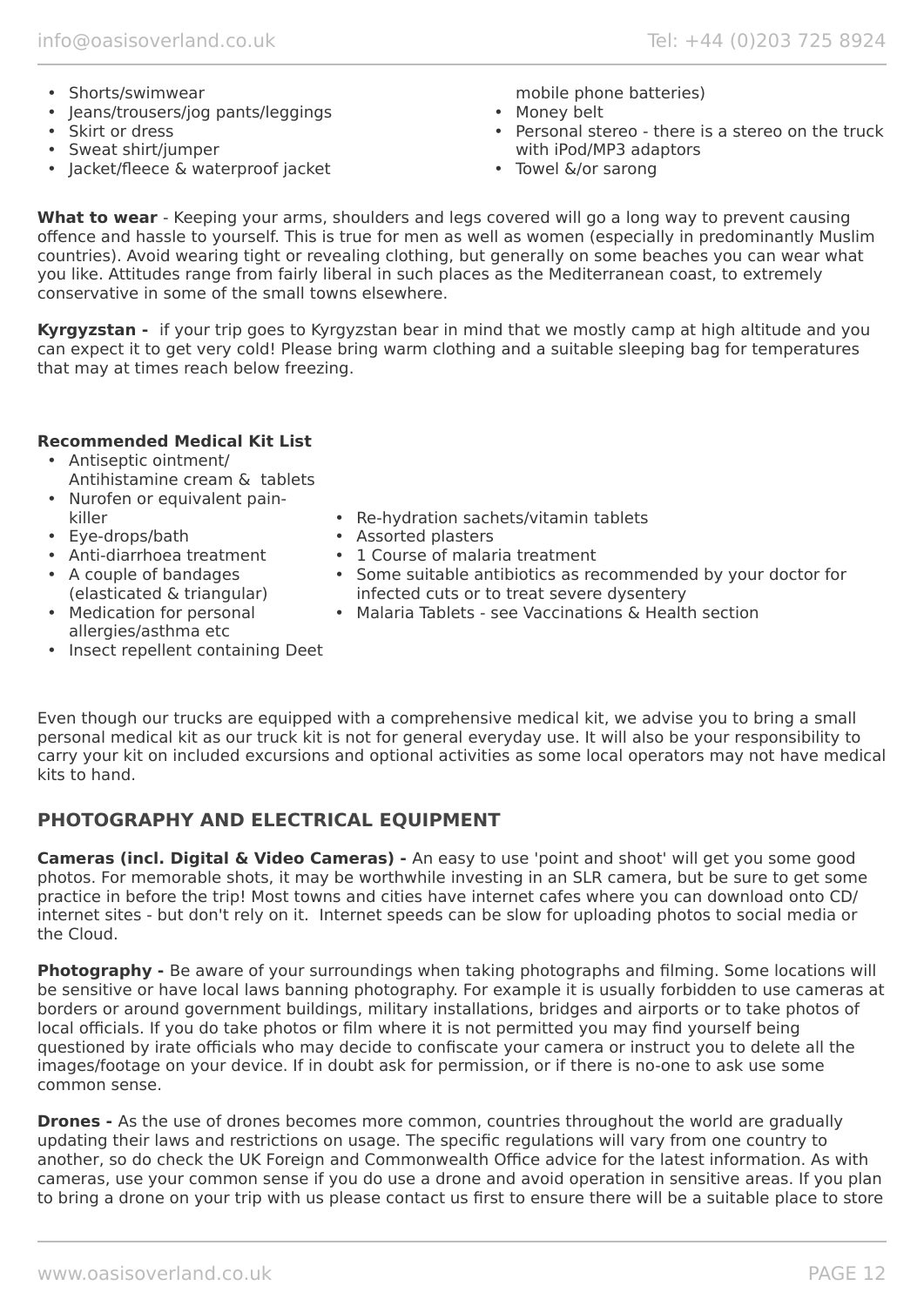- Shorts/swimwear
- Jeans/trousers/jog pants/leggings
- Skirt or dress
- Sweat shirt/jumper
- Jacket/fleece & waterproof jacket

mobile phone batteries)

- Money belt
- Personal stereo - there is a stereo on the truck with iPod/MP3 adaptors
- Towel &/or sarong

**What to wear** - Keeping your arms, shoulders and legs covered will go a long way to prevent causing offence and hassle to yourself. This is true for men as well as women (especially in predominantly Muslim countries). Avoid wearing tight or revealing clothing, but generally on some beaches you can wear what you like. Attitudes range from fairly liberal in such places as the Mediterranean coast, to extremely conservative in some of the small towns elsewhere.

**Kyrgyzstan -** if your trip goes to Kyrgyzstan bear in mind that we mostly camp at high altitude and you can expect it to get very cold! Please bring warm clothing and a suitable sleeping bag for temperatures that may at times reach below freezing.

**Recommended Medical Kit List**

- Antiseptic ointment/ Antihistamine cream & tablets
- Nurofen or equivalent pain-killer
- Eye-drops/bath
- Anti-diarrhoea treatment
- A couple of bandages (elasticated & triangular)
- Medication for personal allergies/asthma etc
- Insect repellent containing Deet
- Re-hydration sachets/vitamin tablets
- Assorted plasters
- 1 Course of malaria treatment
- Some suitable antibiotics as recommended by your doctor for infected cuts or to treat severe dysentery
- Malaria Tablets - see Vaccinations & Health section

Even though our trucks are equipped with a comprehensive medical kit, we advise you to bring a small personal medical kit as our truck kit is not for general everyday use. It will also be your responsibility to carry your kit on included excursions and optional activities as some local operators may not have medical kits to hand.

## PHOTOGRAPHY AND ELECTRICAL EQUIPMENT

**Cameras (incl. Digital & Video Cameras) -** An easy to use 'point and shoot' will get you some good photos. For memorable shots, it may be worthwhile investing in an SLR camera, but be sure to get some practice in before the trip! Most towns and cities have internet cafes where you can download onto CD/ internet sites - but don't rely on it. Internet speeds can be slow for uploading photos to social media or the Cloud.

**Photography -** Be aware of your surroundings when taking photographs and filming. Some locations will be sensitive or have local laws banning photography. For example it is usually forbidden to use cameras at borders or around government buildings, military installations, bridges and airports or to take photos of local officials. If you do take photos or film where it is not permitted you may find yourself being questioned by irate officials who may decide to confiscate your camera or instruct you to delete all the images/footage on your device. If in doubt ask for permission, or if there is no-one to ask use some common sense.

**Drones -** As the use of drones becomes more common, countries throughout the world are gradually updating their laws and restrictions on usage. The specific regulations will vary from one country to another, so do check the UK Foreign and Commonwealth Office advice for the latest information. As with cameras, use your common sense if you do use a drone and avoid operation in sensitive areas. If you plan to bring a drone on your trip with us please contact us first to ensure there will be a suitable place to store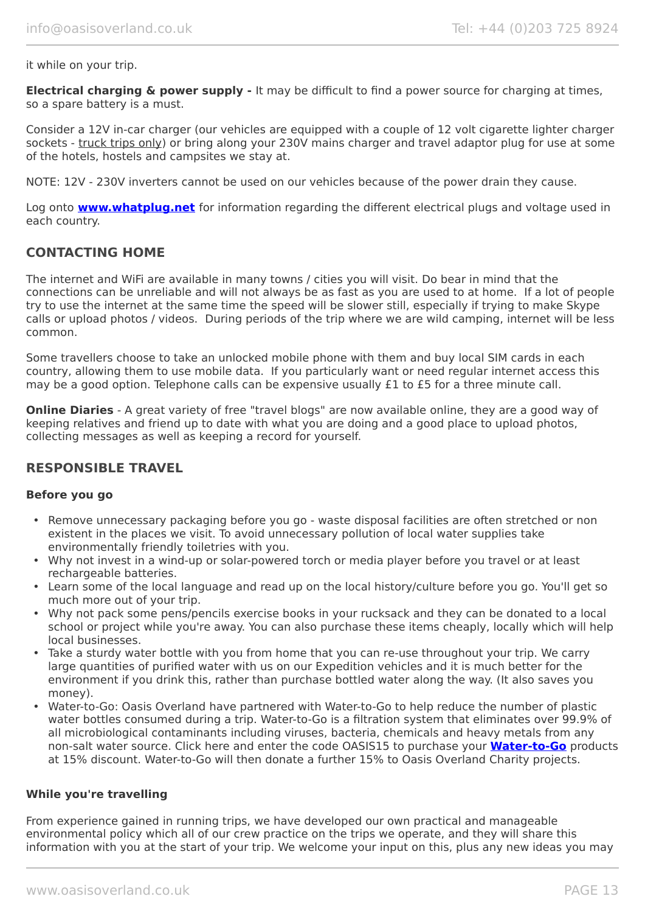it while on your trip.

**Electrical charging & power supply -** It may be difficult to find a power source for charging at times, so a spare battery is a must.

Consider a 12V in-car charger (our vehicles are equipped with a couple of 12 volt cigarette lighter charger sockets - truck trips only) or bring along your 230V mains charger and travel adaptor plug for use at some of the hotels, hostels and campsites we stay at.

NOTE: 12V - 230V inverters cannot be used on our vehicles because of the power drain they cause.

Log onto **www.whatplug.net** for information regarding the different electrical plugs and voltage used in each country.

## CONTACTING HOME

The internet and WiFi are available in many towns / cities you will visit. Do bear in mind that the connections can be unreliable and will not always be as fast as you are used to at home. If a lot of people try to use the internet at the same time the speed will be slower still, especially if trying to make Skype calls or upload photos / videos. During periods of the trip where we are wild camping, internet will be less common.

Some travellers choose to take an unlocked mobile phone with them and buy local SIM cards in each country, allowing them to use mobile data. If you particularly want or need regular internet access this may be a good option. Telephone calls can be expensive usually £1 to £5 for a three minute call.

**Online Diaries** - A great variety of free "travel blogs" are now available online, they are a good way of keeping relatives and friend up to date with what you are doing and a good place to upload photos, collecting messages as well as keeping a record for yourself.

## RESPONSIBLE TRAVEL

### Before you go

- Remove unnecessary packaging before you go - waste disposal facilities are often stretched or non existent in the places we visit. To avoid unnecessary pollution of local water supplies take environmentally friendly toiletries with you.
- Why not invest in a wind-up or solar-powered torch or media player before you travel or at least rechargeable batteries.
- Learn some of the local language and read up on the local history/culture before you go. You'll get so much more out of your trip.
- Why not pack some pens/pencils exercise books in your rucksack and they can be donated to a local school or project while you're away. You can also purchase these items cheaply, locally which will help local businesses.
- Take a sturdy water bottle with you from home that you can re-use throughout your trip. We carry large quantities of purified water with us on our Expedition vehicles and it is much better for the environment if you drink this, rather than purchase bottled water along the way. (It also saves you money).
- Water-to-Go: Oasis Overland have partnered with Water-to-Go to help reduce the number of plastic water bottles consumed during a trip. Water-to-Go is a filtration system that eliminates over 99.9% of all microbiological contaminants including viruses, bacteria, chemicals and heavy metals from any non-salt water source. Click here and enter the code OASIS15 to purchase your **Water-to-Go** products at 15% discount. Water-to-Go will then donate a further 15% to Oasis Overland Charity projects.

### While you're travelling

From experience gained in running trips, we have developed our own practical and manageable environmental policy which all of our crew practice on the trips we operate, and they will share this information with you at the start of your trip. We welcome your input on this, plus any new ideas you may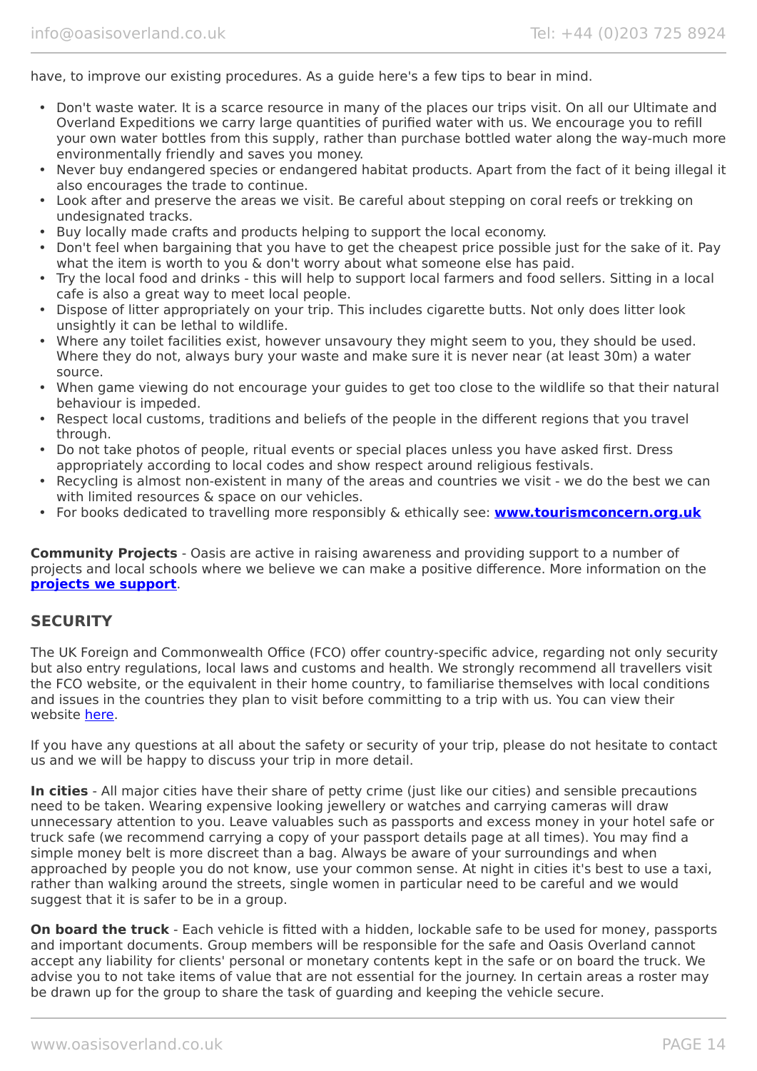have, to improve our existing procedures. As a guide here's a few tips to bear in mind.

- Don't waste water. It is a scarce resource in many of the places our trips visit. On all our Ultimate and Overland Expeditions we carry large quantities of purified water with us. We encourage you to refill your own water bottles from this supply, rather than purchase bottled water along the way-much more environmentally friendly and saves you money.
- Never buy endangered species or endangered habitat products. Apart from the fact of it being illegal it also encourages the trade to continue.
- Look after and preserve the areas we visit. Be careful about stepping on coral reefs or trekking on undesignated tracks.
- Buy locally made crafts and products helping to support the local economy.
- Don't feel when bargaining that you have to get the cheapest price possible just for the sake of it. Pay what the item is worth to you & don't worry about what someone else has paid.
- Try the local food and drinks - this will help to support local farmers and food sellers. Sitting in a local cafe is also a great way to meet local people.
- Dispose of litter appropriately on your trip. This includes cigarette butts. Not only does litter look unsightly it can be lethal to wildlife.
- Where any toilet facilities exist, however unsavoury they might seem to you, they should be used. Where they do not, always bury your waste and make sure it is never near (at least 30m) a water source.
- When game viewing do not encourage your guides to get too close to the wildlife so that their natural behaviour is impeded.
- Respect local customs, traditions and beliefs of the people in the different regions that you travel through.
- Do not take photos of people, ritual events or special places unless you have asked first. Dress appropriately according to local codes and show respect around religious festivals.
- Recycling is almost non-existent in many of the areas and countries we visit - we do the best we can with limited resources & space on our vehicles.
- For books dedicated to travelling more responsibly & ethically see: **www.tourismconcern.org.uk**

**Community Projects** - Oasis are active in raising awareness and providing support to a number of projects and local schools where we believe we can make a positive difference. More information on the **projects we support**.

## SECURITY

The UK Foreign and Commonwealth Office (FCO) offer country-specific advice, regarding not only security but also entry regulations, local laws and customs and health. We strongly recommend all travellers visit the FCO website, or the equivalent in their home country, to familiarise themselves with local conditions and issues in the countries they plan to visit before committing to a trip with us. You can view their website here.

If you have any questions at all about the safety or security of your trip, please do not hesitate to contact us and we will be happy to discuss your trip in more detail.

**In cities** - All major cities have their share of petty crime (just like our cities) and sensible precautions need to be taken. Wearing expensive looking jewellery or watches and carrying cameras will draw unnecessary attention to you. Leave valuables such as passports and excess money in your hotel safe or truck safe (we recommend carrying a copy of your passport details page at all times). You may find a simple money belt is more discreet than a bag. Always be aware of your surroundings and when approached by people you do not know, use your common sense. At night in cities it's best to use a taxi, rather than walking around the streets, single women in particular need to be careful and we would suggest that it is safer to be in a group.

**On board the truck** - Each vehicle is fitted with a hidden, lockable safe to be used for money, passports and important documents. Group members will be responsible for the safe and Oasis Overland cannot accept any liability for clients' personal or monetary contents kept in the safe or on board the truck. We advise you to not take items of value that are not essential for the journey. In certain areas a roster may be drawn up for the group to share the task of guarding and keeping the vehicle secure.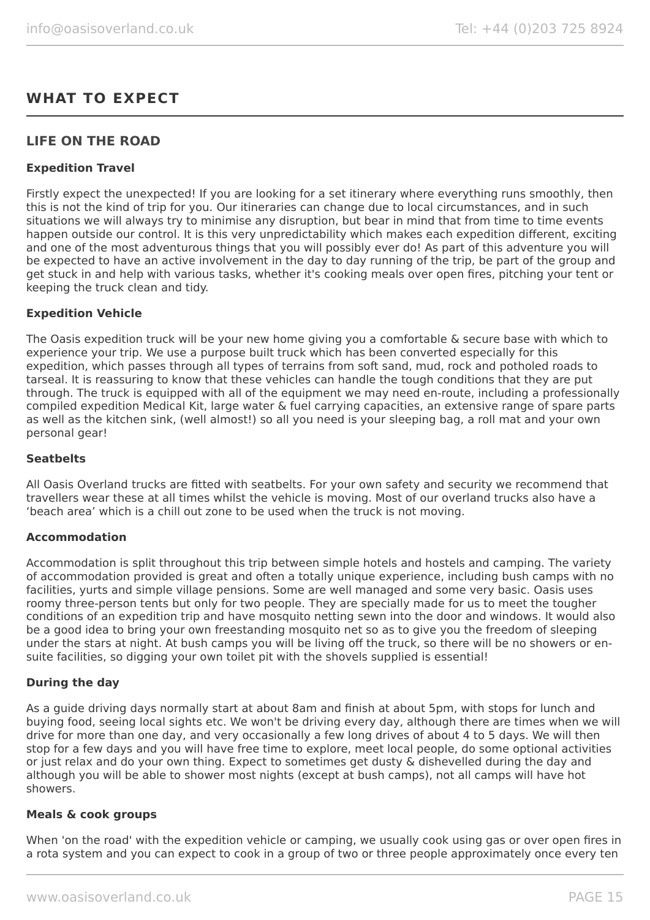## WHAT TO EXPECT

### LIFE ON THE ROAD

**Expedition Travel**

Firstly expect the unexpected! If you are looking for a set itinerary where everything runs smoothly, then this is not the kind of trip for you. Our itineraries can change due to local circumstances, and in such situations we will always try to minimise any disruption, but bear in mind that from time to time events happen outside our control. It is this very unpredictability which makes each expedition different, exciting and one of the most adventurous things that you will possibly ever do! As part of this adventure you will be expected to have an active involvement in the day to day running of the trip, be part of the group and get stuck in and help with various tasks, whether it's cooking meals over open fires, pitching your tent or keeping the truck clean and tidy.

**Expedition Vehicle**

The Oasis expedition truck will be your new home giving you a comfortable & secure base with which to experience your trip. We use a purpose built truck which has been converted especially for this expedition, which passes through all types of terrains from soft sand, mud, rock and potholed roads to tarseal. It is reassuring to know that these vehicles can handle the tough conditions that they are put through. The truck is equipped with all of the equipment we may need en-route, including a professionally compiled expedition Medical Kit, large water & fuel carrying capacities, an extensive range of spare parts as well as the kitchen sink, (well almost!) so all you need is your sleeping bag, a roll mat and your own personal gear!

**Seatbelts**

All Oasis Overland trucks are fitted with seatbelts. For your own safety and security we recommend that travellers wear these at all times whilst the vehicle is moving. Most of our overland trucks also have a 'beach area' which is a chill out zone to be used when the truck is not moving.

**Accommodation**

Accommodation is split throughout this trip between simple hotels and hostels and camping. The variety of accommodation provided is great and often a totally unique experience, including bush camps with no facilities, yurts and simple village pensions. Some are well managed and some very basic. Oasis uses roomy three-person tents but only for two people. They are specially made for us to meet the tougher conditions of an expedition trip and have mosquito netting sewn into the door and windows. It would also be a good idea to bring your own freestanding mosquito net so as to give you the freedom of sleeping under the stars at night. At bush camps you will be living off the truck, so there will be no showers or en-suite facilities, so digging your own toilet pit with the shovels supplied is essential!

**During the day**

As a guide driving days normally start at about 8am and finish at about 5pm, with stops for lunch and buying food, seeing local sights etc. We won't be driving every day, although there are times when we will drive for more than one day, and very occasionally a few long drives of about 4 to 5 days. We will then stop for a few days and you will have free time to explore, meet local people, do some optional activities or just relax and do your own thing. Expect to sometimes get dusty & dishevelled during the day and although you will be able to shower most nights (except at bush camps), not all camps will have hot showers.

**Meals & cook groups**

When 'on the road' with the expedition vehicle or camping, we usually cook using gas or over open fires in a rota system and you can expect to cook in a group of two or three people approximately once every ten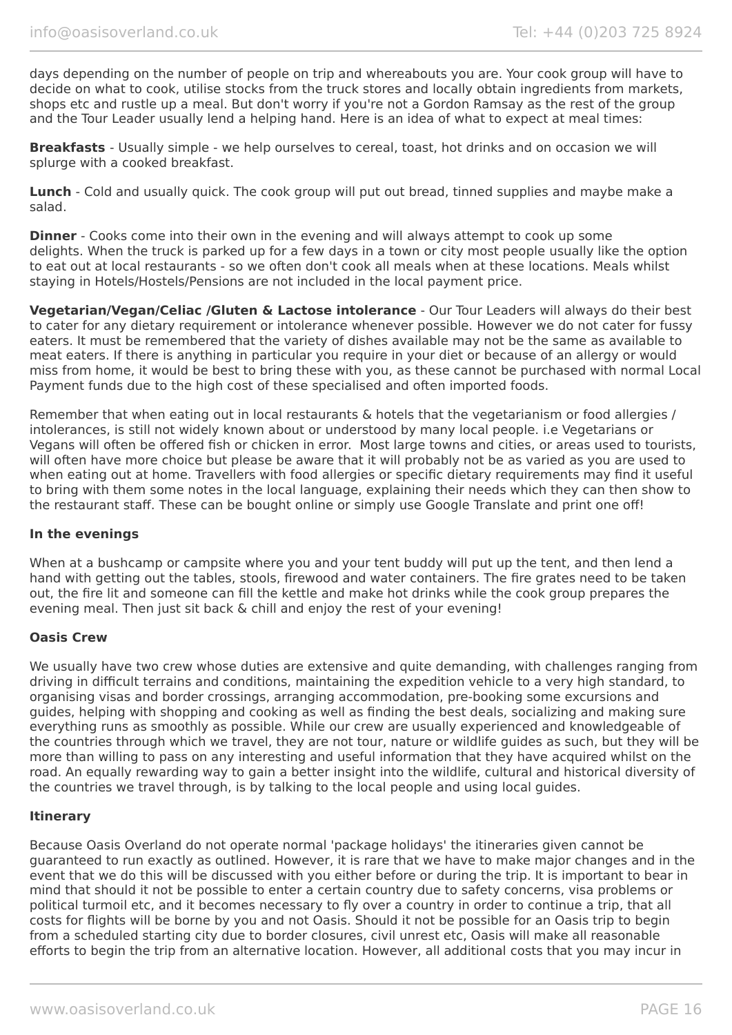days depending on the number of people on trip and whereabouts you are. Your cook group will have to decide on what to cook, utilise stocks from the truck stores and locally obtain ingredients from markets, shops etc and rustle up a meal. But don't worry if you're not a Gordon Ramsay as the rest of the group and the Tour Leader usually lend a helping hand. Here is an idea of what to expect at meal times:

**Breakfasts** - Usually simple - we help ourselves to cereal, toast, hot drinks and on occasion we will splurge with a cooked breakfast.

**Lunch** - Cold and usually quick. The cook group will put out bread, tinned supplies and maybe make a salad.

**Dinner** - Cooks come into their own in the evening and will always attempt to cook up some delights. When the truck is parked up for a few days in a town or city most people usually like the option to eat out at local restaurants - so we often don't cook all meals when at these locations. Meals whilst staying in Hotels/Hostels/Pensions are not included in the local payment price.

**Vegetarian/Vegan/Celiac /Gluten & Lactose intolerance** - Our Tour Leaders will always do their best to cater for any dietary requirement or intolerance whenever possible. However we do not cater for fussy eaters. It must be remembered that the variety of dishes available may not be the same as available to meat eaters. If there is anything in particular you require in your diet or because of an allergy or would miss from home, it would be best to bring these with you, as these cannot be purchased with normal Local Payment funds due to the high cost of these specialised and often imported foods.

Remember that when eating out in local restaurants & hotels that the vegetarianism or food allergies / intolerances, is still not widely known about or understood by many local people. i.e Vegetarians or Vegans will often be offered fish or chicken in error.  Most large towns and cities, or areas used to tourists, will often have more choice but please be aware that it will probably not be as varied as you are used to when eating out at home. Travellers with food allergies or specific dietary requirements may find it useful to bring with them some notes in the local language, explaining their needs which they can then show to the restaurant staff. These can be bought online or simply use Google Translate and print one off!

**In the evenings**

When at a bushcamp or campsite where you and your tent buddy will put up the tent, and then lend a hand with getting out the tables, stools, firewood and water containers. The fire grates need to be taken out, the fire lit and someone can fill the kettle and make hot drinks while the cook group prepares the evening meal. Then just sit back & chill and enjoy the rest of your evening!

**Oasis Crew**

We usually have two crew whose duties are extensive and quite demanding, with challenges ranging from driving in difficult terrains and conditions, maintaining the expedition vehicle to a very high standard, to organising visas and border crossings, arranging accommodation, pre-booking some excursions and guides, helping with shopping and cooking as well as finding the best deals, socializing and making sure everything runs as smoothly as possible. While our crew are usually experienced and knowledgeable of the countries through which we travel, they are not tour, nature or wildlife guides as such, but they will be more than willing to pass on any interesting and useful information that they have acquired whilst on the road. An equally rewarding way to gain a better insight into the wildlife, cultural and historical diversity of the countries we travel through, is by talking to the local people and using local guides.

**Itinerary**

Because Oasis Overland do not operate normal 'package holidays' the itineraries given cannot be guaranteed to run exactly as outlined. However, it is rare that we have to make major changes and in the event that we do this will be discussed with you either before or during the trip. It is important to bear in mind that should it not be possible to enter a certain country due to safety concerns, visa problems or political turmoil etc, and it becomes necessary to fly over a country in order to continue a trip, that all costs for flights will be borne by you and not Oasis. Should it not be possible for an Oasis trip to begin from a scheduled starting city due to border closures, civil unrest etc, Oasis will make all reasonable efforts to begin the trip from an alternative location. However, all additional costs that you may incur in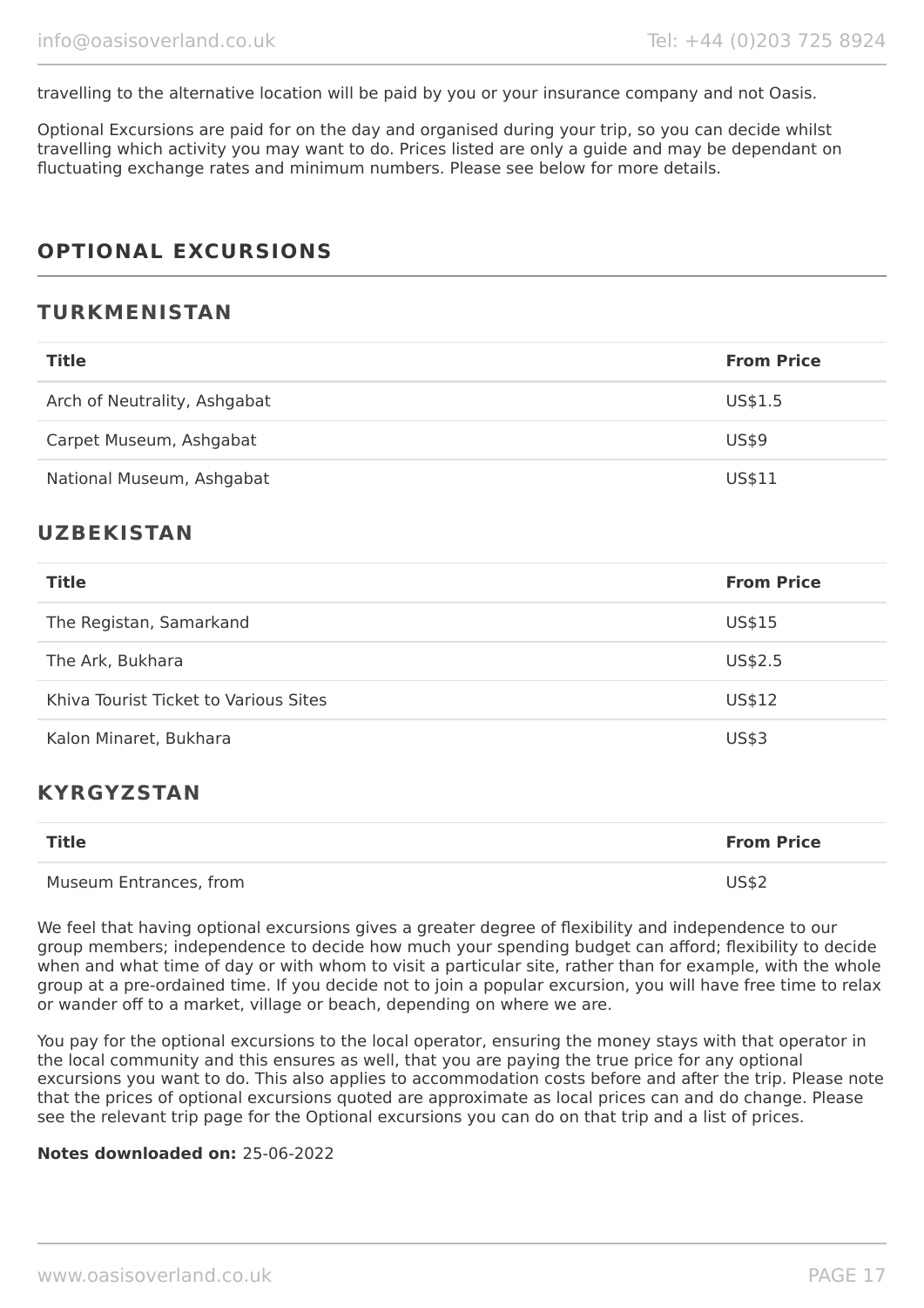travelling to the alternative location will be paid by you or your insurance company and not Oasis.

Optional Excursions are paid for on the day and organised during your trip, so you can decide whilst travelling which activity you may want to do. Prices listed are only a guide and may be dependant on fluctuating exchange rates and minimum numbers. Please see below for more details.

## OPTIONAL EXCURSIONS

### TURKMENISTAN

| Title | From Price |
| --- | --- |
| Arch of Neutrality, Ashgabat | US$1.5 |
| Carpet Museum, Ashgabat | US$9 |
| National Museum, Ashgabat | US$11 |

### UZBEKISTAN

| Title | From Price |
| --- | --- |
| The Registan, Samarkand | US$15 |
| The Ark, Bukhara | US$2.5 |
| Khiva Tourist Ticket to Various Sites | US$12 |
| Kalon Minaret, Bukhara | US$3 |

### KYRGYZSTAN

| Title | From Price |
| --- | --- |
| Museum Entrances, from | US$2 |

We feel that having optional excursions gives a greater degree of flexibility and independence to our group members; independence to decide how much your spending budget can afford; flexibility to decide when and what time of day or with whom to visit a particular site, rather than for example, with the whole group at a pre-ordained time. If you decide not to join a popular excursion, you will have free time to relax or wander off to a market, village or beach, depending on where we are.

You pay for the optional excursions to the local operator, ensuring the money stays with that operator in the local community and this ensures as well, that you are paying the true price for any optional excursions you want to do. This also applies to accommodation costs before and after the trip. Please note that the prices of optional excursions quoted are approximate as local prices can and do change. Please see the relevant trip page for the Optional excursions you can do on that trip and a list of prices.

**Notes downloaded on:** 25-06-2022